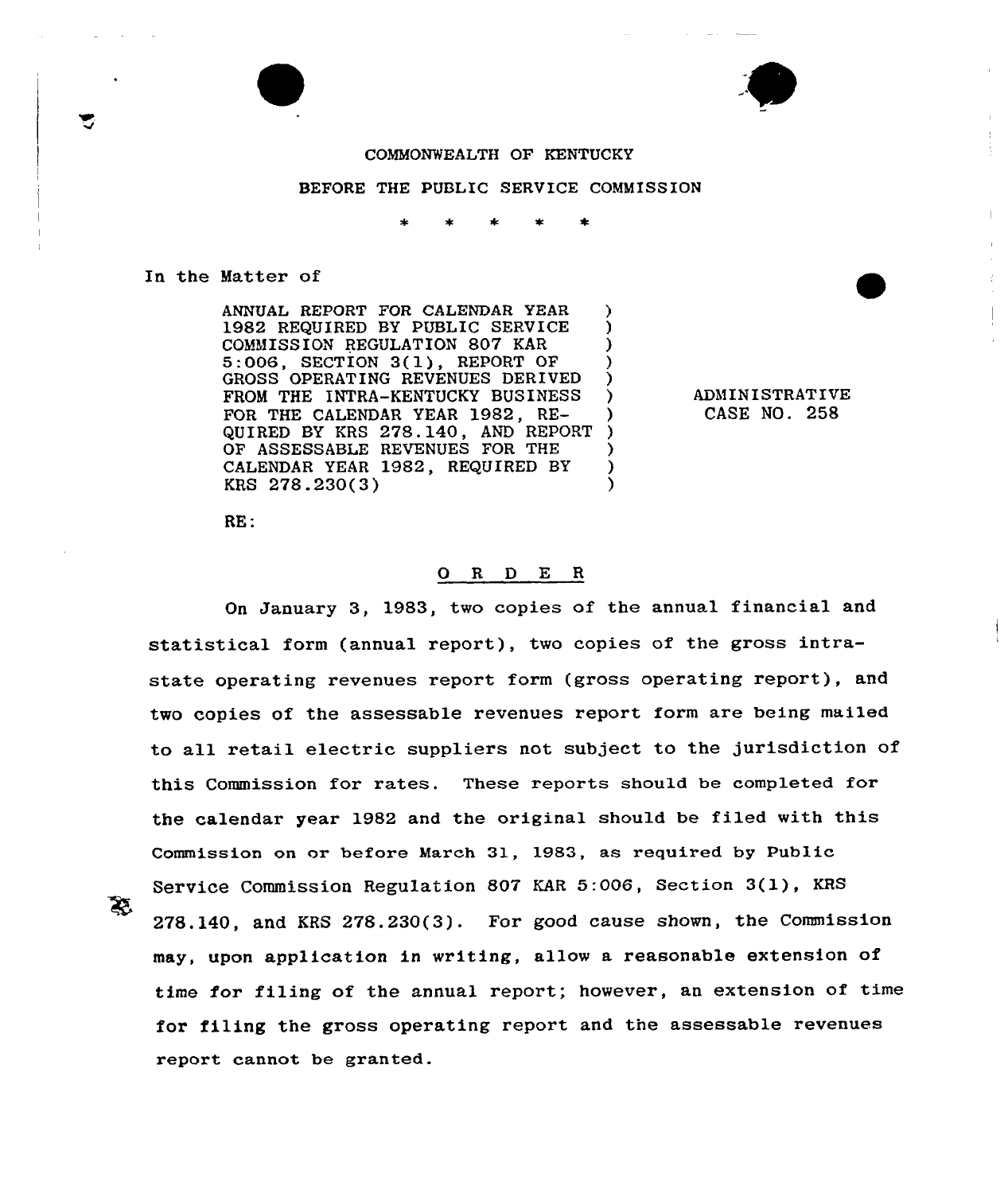COMMONWEALTH OF KENTUCKY

BEFORE THE PUBLIC SERVICE COMMISSION

\* \* \* \* \*

In the Matter of

| | |
|---|---|
| ANNUAL REPORT FOR CALENDAR YEAR 1982 REQUIRED BY PUBLIC SERVICE COMMISSION REGULATION 807 KAR 5:006, SECTION 3(1), REPORT OF GROSS OPERATING REVENUES DERIVED FROM THE INTRA-KENTUCKY BUSINESS FOR THE CALENDAR YEAR 1982, REQUIRED BY KRS 278.140, AND REPORT OF ASSESSABLE REVENUES FOR THE CALENDAR YEAR 1982, REQUIRED BY KRS 278.230(3) | ADMINISTRATIVE CASE NO. 258 |

RE:

## O R D E R

On January 3, 1983, two copies of the annual financial and statistical form (annual report), two copies of the gross intrastate operating revenues report form (gross operating report), and two copies of the assessable revenues report form are being mailed to all retail electric suppliers not subject to the jurisdiction of this Commission for rates. These reports should be completed for the calendar year 1982 and the original should be filed with this Commission on or before March 31, 1983, as required by Public Service Commission Regulation 807 KAR 5:006, Section 3(1), KRS 278.140, and KRS 278.230(3). For good cause shown, the Commission may, upon application in writing, allow a reasonable extension of time for filing of the annual report; however, an extension of time for filing the gross operating report and the assessable revenues report cannot be granted.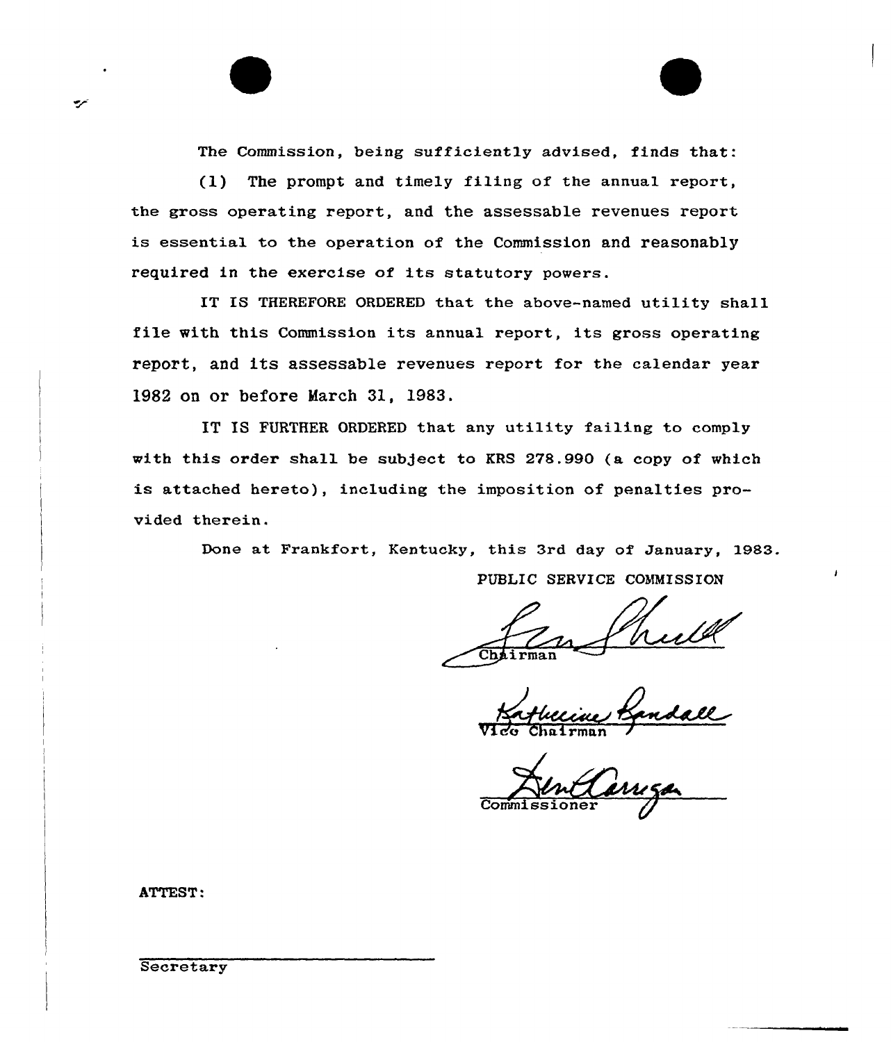The Commission, being sufficiently advised, finds that:

(1) The prompt and timely filing of the annual report, the gross operating report, and the assessable revenues report is essential to the operation of the Commission and reasonably required in the exercise of its statutory powers.

IT IS THEREFORE ORDERED that the above-named utility shall file with this Commission its annual report, its gross operating report, and its assessable revenues report for the calendar year 1982 on or before March 31, 1983.

IT IS FURTHER ORDERED that any utility failing to comply with this order shall be subject to KRS 278.990 (a copy of which is attached hereto), including the imposition of penalties provided therein.

Done at Frankfort, Kentucky, this 3rd day of January, 1983.

PUBLIC SERVICE COMMISSION

Chairman

Vice Chairman

Commissioner

ATTEST:

Secretary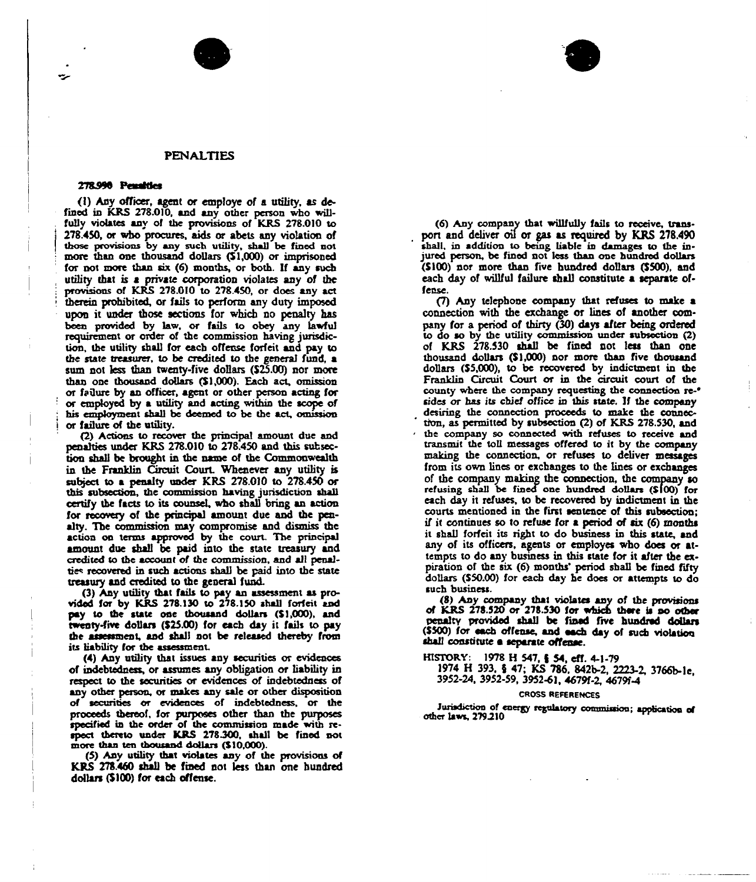## PENALTIES

### 278.990 Penalties

(1) Any officer, agent or employe of a utility, as defined in KRS 278.010, and any other person who willfully violates any of the provisions of KRS 278.010 to 278.450, or who procures, aids or abets any violation of those provisions by any such utility, shall be fined not more than one thousand dollars ($1,000) or imprisoned for not more than six (6) months, or both. If any such utility that is a private corporation violates any of the provisions of KRS 278.010 to 278.450, or does any act therein prohibited, or fails to perform any duty imposed upon it under those sections for which no penalty has been provided by law, or fails to obey any lawful requirement or order of the commission having jurisdiction, the utility shall for each offense forfeit and pay to the state treasurer, to be credited to the general fund, a sum not less than twenty-five dollars ($25.00) nor more than one thousand dollars ($1,000). Each act, omission or failure by an officer, agent or other person acting for or employed by a utility and acting within the scope of his employment shall be deemed to be the act, omission or failure of the utility.

(2) Actions to recover the principal amount due and penalties under KRS 278.010 to 278.450 and this subsection shall be brought in the name of the Commonwealth in the Franklin Circuit Court. Whenever any utility is subject to a penalty under KRS 278.010 to 278.450 or this subsection, the commission having jurisdiction shall certify the facts to its counsel, who shall bring an action for recovery of the principal amount due and the penalty. The commission may compromise and dismiss the action on terms approved by the court. The principal amount due shall be paid into the state treasury and credited to the account of the commission, and all penalties recovered in such actions shall be paid into the state treasury and credited to the general fund.

(3) Any utility that fails to pay an assessment as provided for by KRS 278.130 to 278.150 shall forfeit and pay to the state one thousand dollars ($1,000), and twenty-five dollars ($25.00) for each day it fails to pay the assessment, and shall not be released thereby from its liability for the assessment.

(4) Any utility that issues any securities or evidences of indebtedness, or assumes any obligation or liability in respect to the securities or evidences of indebtedness of any other person, or makes any sale or other disposition of securities or evidences of indebtedness, or the proceeds thereof, for purposes other than the purposes specified in the order of the commission made with respect thereto under KRS 278.300, shall be fined not more than ten thousand dollars ($10,000).

(5) Any utility that violates any of the provisions of KRS 278.460 shall be fined not less than one hundred dollars ($100) for each offense.

(6) Any company that willfully fails to receive, transport and deliver oil or gas as required by KRS 278.490 shall, in addition to being liable in damages to the injured person, be fined not less than one hundred dollars ($100) nor more than five hundred dollars ($500), and each day of willful failure shall constitute a separate offense.

(7) Any telephone company that refuses to make a connection with the exchange or lines of another company for a period of thirty (30) days after being ordered to do so by the utility commission under subsection (2) of KRS 278.530 shall be fined not less than one thousand dollars ($1,000) nor more than five thousand dollars ($5,000), to be recovered by indictment in the Franklin Circuit Court or in the circuit court of the county where the company requesting the connection resides or has its chief office in this state. If the company desiring the connection proceeds to make the connection, as permitted by subsection (2) of KRS 278.530, and the company so connected with refuses to receive and transmit the toll messages offered to it by the company making the connection, or refuses to deliver messages from its own lines or exchanges to the lines or exchanges of the company making the connection, the company so refusing shall be fined one hundred dollars ($100) for each day it refuses, to be recovered by indictment in the courts mentioned in the first sentence of this subsection; if it continues so to refuse for a period of six (6) months it shall forfeit its right to do business in this state, and any of its officers, agents or employes who does or attempts to do any business in this state for it after the expiration of the six (6) months' period shall be fined fifty dollars ($50.00) for each day he does or attempts to do such business.

(8) Any company that violates any of the provisions of KRS 278.520 or 278.530 for which there is no other penalty provided shall be fined five hundred dollars ($500) for each offense, and each day of such violation shall constitute a separate offense.

HISTORY: 1978 H 547, § 54, eff. 4-1-79
1974 H 393, § 47; KS 786, 842b-2, 2223-2, 3766b-1e, 3952-24, 3952-59, 3952-61, 4679f-2, 4679f-4

CROSS REFERENCES

Jurisdiction of energy regulatory commission; application of other laws, 279.210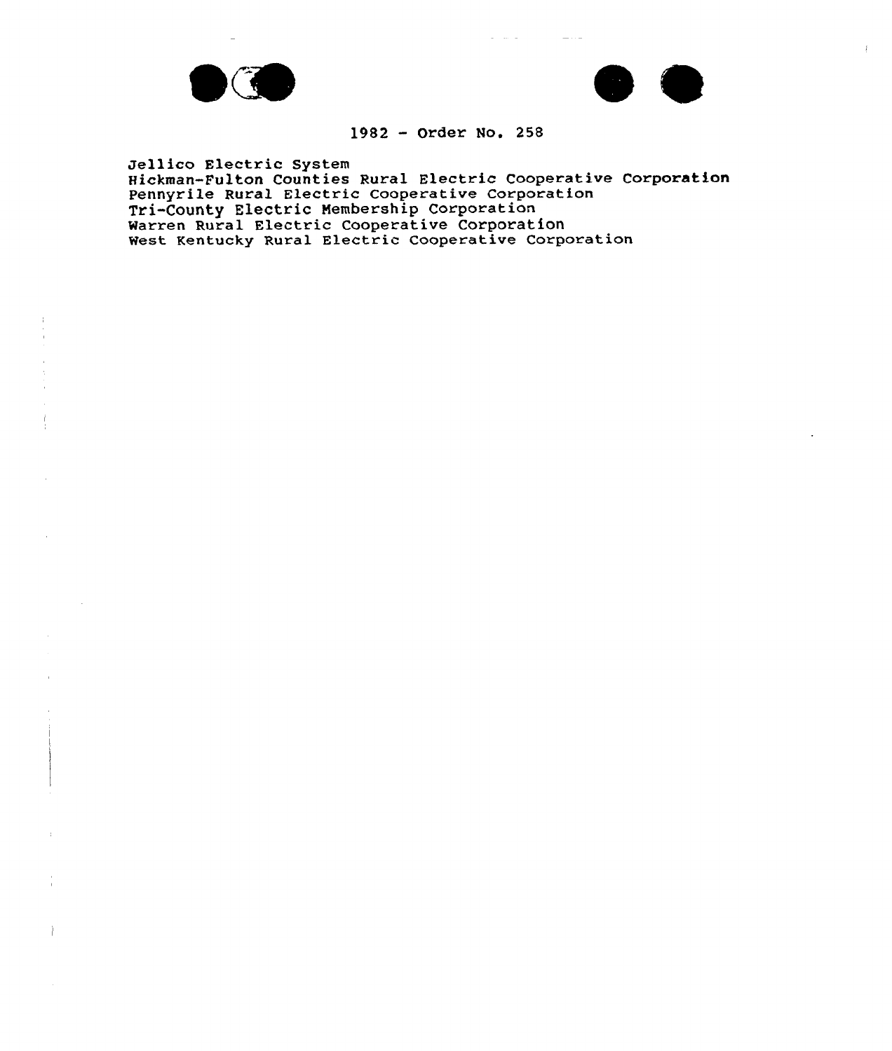1982 - Order No. 258

Jellico Electric System
Hickman-Fulton Counties Rural Electric Cooperative Corporation
Pennyrile Rural Electric Cooperative Corporation
Tri-County Electric Membership Corporation
Warren Rural Electric Cooperative Corporation
West Kentucky Rural Electric Cooperative Corporation